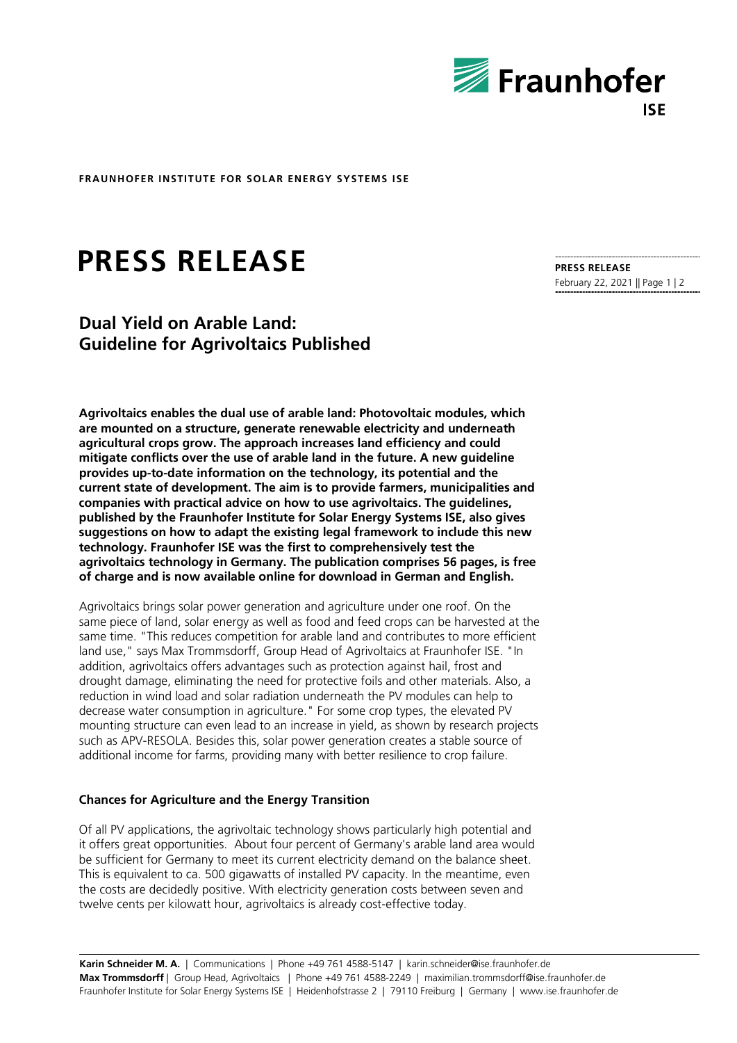**FRAUNHOFER INSTITUTE FOR SOLAR ENERGY SYSTEMS ISE**

# PRESS RELEASE

**PRESS RELEASE**
February 22, 2021

## Dual Yield on Arable Land: Guideline for Agrivoltaics Published

**Agrivoltaics enables the dual use of arable land: Photovoltaic modules, which are mounted on a structure, generate renewable electricity and underneath agricultural crops grow. The approach increases land efficiency and could mitigate conflicts over the use of arable land in the future. A new guideline provides up-to-date information on the technology, its potential and the current state of development. The aim is to provide farmers, municipalities and companies with practical advice on how to use agrivoltaics. The guidelines, published by the Fraunhofer Institute for Solar Energy Systems ISE, also gives suggestions on how to adapt the existing legal framework to include this new technology. Fraunhofer ISE was the first to comprehensively test the agrivoltaics technology in Germany. The publication comprises 56 pages, is free of charge and is now available online for download in German and English.**

Agrivoltaics brings solar power generation and agriculture under one roof. On the same piece of land, solar energy as well as food and feed crops can be harvested at the same time. "This reduces competition for arable land and contributes to more efficient land use," says Max Trommsdorff, Group Head of Agrivoltaics at Fraunhofer ISE. "In addition, agrivoltaics offers advantages such as protection against hail, frost and drought damage, eliminating the need for protective foils and other materials. Also, a reduction in wind load and solar radiation underneath the PV modules can help to decrease water consumption in agriculture." For some crop types, the elevated PV mounting structure can even lead to an increase in yield, as shown by research projects such as APV-RESOLA. Besides this, solar power generation creates a stable source of additional income for farms, providing many with better resilience to crop failure.

### Chances for Agriculture and the Energy Transition

Of all PV applications, the agrivoltaic technology shows particularly high potential and it offers great opportunities. About four percent of Germany's arable land area would be sufficient for Germany to meet its current electricity demand on the balance sheet. This is equivalent to ca. 500 gigawatts of installed PV capacity. In the meantime, even the costs are decidedly positive. With electricity generation costs between seven and twelve cents per kilowatt hour, agrivoltaics is already cost-effective today.

**Karin Schneider M. A.** | Communications | Phone +49 761 4588-5147 | karin.schneider@ise.fraunhofer.de
**Max Trommsdorff** | Group Head, Agrivoltaics | Phone +49 761 4588-2249 | maximilian.trommsdorff@ise.fraunhofer.de
Fraunhofer Institute for Solar Energy Systems ISE | Heidenhofstrasse 2 | 79110 Freiburg | Germany | www.ise.fraunhofer.de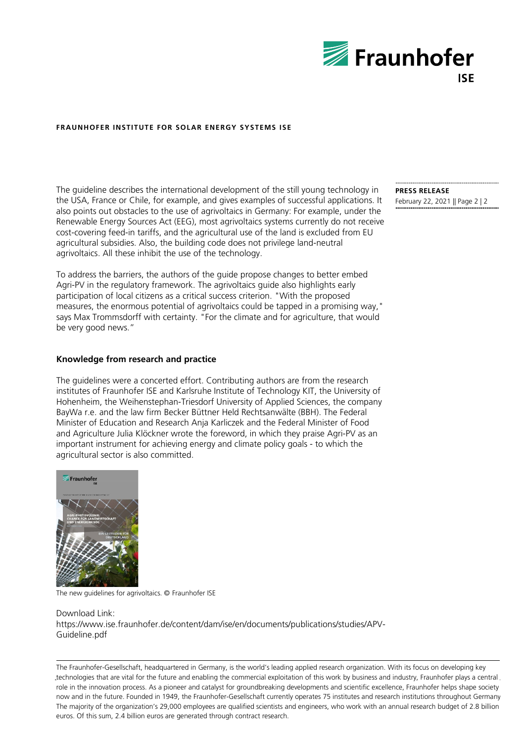The guideline describes the international development of the still young technology in the USA, France or Chile, for example, and gives examples of successful applications. It also points out obstacles to the use of agrivoltaics in Germany: For example, under the Renewable Energy Sources Act (EEG), most agrivoltaics systems currently do not receive cost-covering feed-in tariffs, and the agricultural use of the land is excluded from EU agricultural subsidies. Also, the building code does not privilege land-neutral agrivoltaics. All these inhibit the use of the technology.

To address the barriers, the authors of the guide propose changes to better embed Agri-PV in the regulatory framework. The agrivoltaics guide also highlights early participation of local citizens as a critical success criterion. "With the proposed measures, the enormous potential of agrivoltaics could be tapped in a promising way," says Max Trommsdorff with certainty. "For the climate and for agriculture, that would be very good news."

**Knowledge from research and practice**

The guidelines were a concerted effort. Contributing authors are from the research institutes of Fraunhofer ISE and Karlsruhe Institute of Technology KIT, the University of Hohenheim, the Weihenstephan-Triesdorf University of Applied Sciences, the company BayWa r.e. and the law firm Becker Büttner Held Rechtsanwälte (BBH). The Federal Minister of Education and Research Anja Karliczek and the Federal Minister of Food and Agriculture Julia Klöckner wrote the foreword, in which they praise Agri-PV as an important instrument for achieving energy and climate policy goals - to which the agricultural sector is also committed.

The new guidelines for agrivoltaics. © Fraunhofer ISE

Download Link:
https://www.ise.fraunhofer.de/content/dam/ise/en/documents/publications/studies/APV-Guideline.pdf

The Fraunhofer-Gesellschaft, headquartered in Germany, is the world's leading applied research organization. With its focus on developing key technologies that are vital for the future and enabling the commercial exploitation of this work by business and industry, Fraunhofer plays a central role in the innovation process. As a pioneer and catalyst for groundbreaking developments and scientific excellence, Fraunhofer helps shape society now and in the future. Founded in 1949, the Fraunhofer-Gesellschaft currently operates 75 institutes and research institutions throughout Germany The majority of the organization's 29,000 employees are qualified scientists and engineers, who work with an annual research budget of 2.8 billion euros. Of this sum, 2.4 billion euros are generated through contract research.